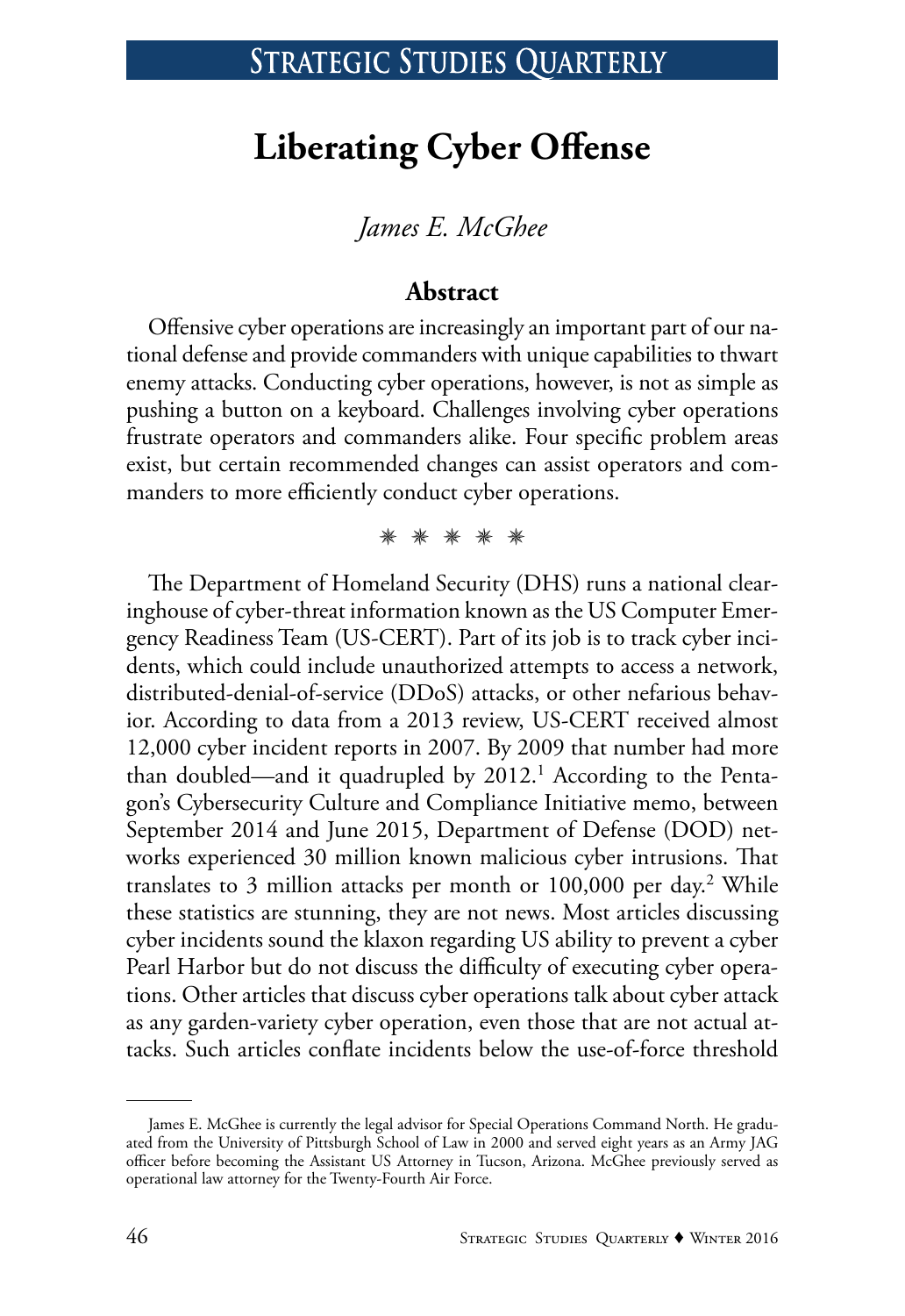# Liberating Cyber Offense

*James E. McGhee*

## Abstract

Offensive cyber operations are increasingly an important part of our national defense and provide commanders with unique capabilities to thwart enemy attacks. Conducting cyber operations, however, is not as simple as pushing a button on a keyboard. Challenges involving cyber operations frustrate operators and commanders alike. Four specific problem areas exist, but certain recommended changes can assist operators and commanders to more efficiently conduct cyber operations.

✳ ✳ ✳ ✳ ✳

The Department of Homeland Security (DHS) runs a national clearinghouse of cyber-threat information known as the US Computer Emergency Readiness Team (US-CERT). Part of its job is to track cyber incidents, which could include unauthorized attempts to access a network, distributed-denial-of-service (DDoS) attacks, or other nefarious behavior. According to data from a 2013 review, US-CERT received almost 12,000 cyber incident reports in 2007. By 2009 that number had more than doubled—and it quadrupled by 2012.[1] According to the Pentagon's Cybersecurity Culture and Compliance Initiative memo, between September 2014 and June 2015, Department of Defense (DOD) networks experienced 30 million known malicious cyber intrusions. That translates to 3 million attacks per month or 100,000 per day.[2] While these statistics are stunning, they are not news. Most articles discussing cyber incidents sound the klaxon regarding US ability to prevent a cyber Pearl Harbor but do not discuss the difficulty of executing cyber operations. Other articles that discuss cyber operations talk about cyber attack as any garden-variety cyber operation, even those that are not actual attacks. Such articles conflate incidents below the use-of-force threshold

---

James E. McGhee is currently the legal advisor for Special Operations Command North. He graduated from the University of Pittsburgh School of Law in 2000 and served eight years as an Army JAG officer before becoming the Assistant US Attorney in Tucson, Arizona. McGhee previously served as operational law attorney for the Twenty-Fourth Air Force.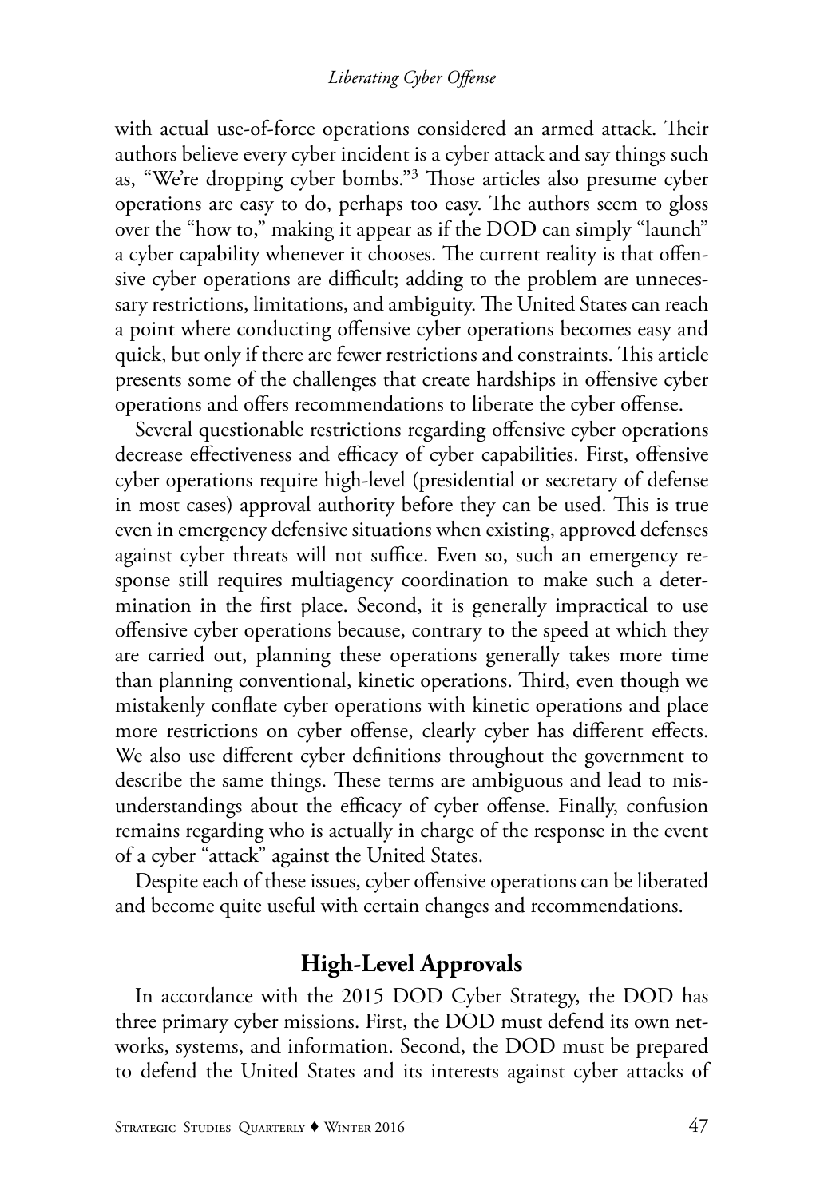with actual use-of-force operations considered an armed attack. Their authors believe every cyber incident is a cyber attack and say things such as, "We're dropping cyber bombs."[3] Those articles also presume cyber operations are easy to do, perhaps too easy. The authors seem to gloss over the "how to," making it appear as if the DOD can simply "launch" a cyber capability whenever it chooses. The current reality is that offensive cyber operations are difficult; adding to the problem are unnecessary restrictions, limitations, and ambiguity. The United States can reach a point where conducting offensive cyber operations becomes easy and quick, but only if there are fewer restrictions and constraints. This article presents some of the challenges that create hardships in offensive cyber operations and offers recommendations to liberate the cyber offense.

Several questionable restrictions regarding offensive cyber operations decrease effectiveness and efficacy of cyber capabilities. First, offensive cyber operations require high-level (presidential or secretary of defense in most cases) approval authority before they can be used. This is true even in emergency defensive situations when existing, approved defenses against cyber threats will not suffice. Even so, such an emergency response still requires multiagency coordination to make such a determination in the first place. Second, it is generally impractical to use offensive cyber operations because, contrary to the speed at which they are carried out, planning these operations generally takes more time than planning conventional, kinetic operations. Third, even though we mistakenly conflate cyber operations with kinetic operations and place more restrictions on cyber offense, clearly cyber has different effects. We also use different cyber definitions throughout the government to describe the same things. These terms are ambiguous and lead to misunderstandings about the efficacy of cyber offense. Finally, confusion remains regarding who is actually in charge of the response in the event of a cyber "attack" against the United States.

Despite each of these issues, cyber offensive operations can be liberated and become quite useful with certain changes and recommendations.

## High-Level Approvals

In accordance with the 2015 DOD Cyber Strategy, the DOD has three primary cyber missions. First, the DOD must defend its own networks, systems, and information. Second, the DOD must be prepared to defend the United States and its interests against cyber attacks of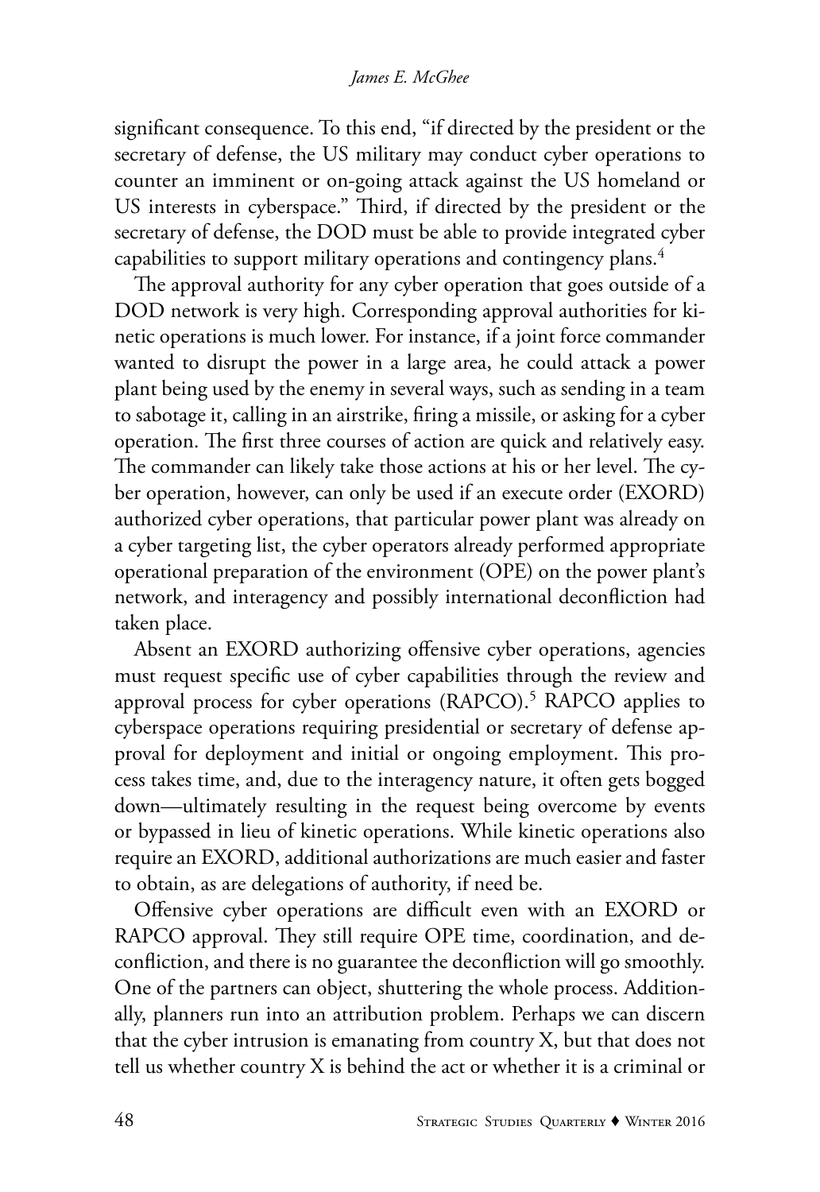significant consequence. To this end, "if directed by the president or the secretary of defense, the US military may conduct cyber operations to counter an imminent or on-going attack against the US homeland or US interests in cyberspace." Third, if directed by the president or the secretary of defense, the DOD must be able to provide integrated cyber capabilities to support military operations and contingency plans.[4]

The approval authority for any cyber operation that goes outside of a DOD network is very high. Corresponding approval authorities for kinetic operations is much lower. For instance, if a joint force commander wanted to disrupt the power in a large area, he could attack a power plant being used by the enemy in several ways, such as sending in a team to sabotage it, calling in an airstrike, firing a missile, or asking for a cyber operation. The first three courses of action are quick and relatively easy. The commander can likely take those actions at his or her level. The cyber operation, however, can only be used if an execute order (EXORD) authorized cyber operations, that particular power plant was already on a cyber targeting list, the cyber operators already performed appropriate operational preparation of the environment (OPE) on the power plant's network, and interagency and possibly international deconfliction had taken place.

Absent an EXORD authorizing offensive cyber operations, agencies must request specific use of cyber capabilities through the review and approval process for cyber operations (RAPCO).[5] RAPCO applies to cyberspace operations requiring presidential or secretary of defense approval for deployment and initial or ongoing employment. This process takes time, and, due to the interagency nature, it often gets bogged down—ultimately resulting in the request being overcome by events or bypassed in lieu of kinetic operations. While kinetic operations also require an EXORD, additional authorizations are much easier and faster to obtain, as are delegations of authority, if need be.

Offensive cyber operations are difficult even with an EXORD or RAPCO approval. They still require OPE time, coordination, and deconfliction, and there is no guarantee the deconfliction will go smoothly. One of the partners can object, shuttering the whole process. Additionally, planners run into an attribution problem. Perhaps we can discern that the cyber intrusion is emanating from country X, but that does not tell us whether country X is behind the act or whether it is a criminal or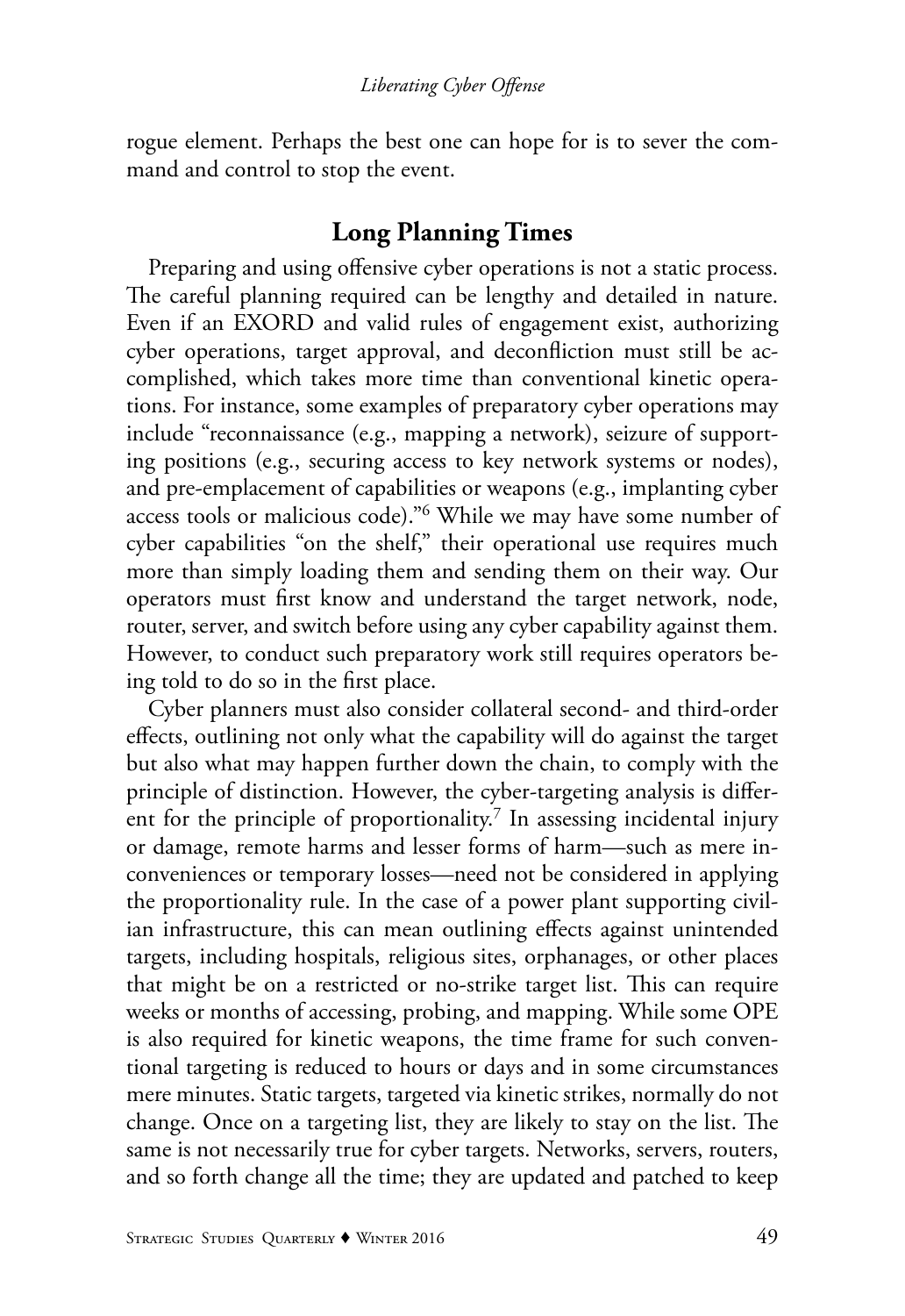rogue element. Perhaps the best one can hope for is to sever the command and control to stop the event.

## Long Planning Times

Preparing and using offensive cyber operations is not a static process. The careful planning required can be lengthy and detailed in nature. Even if an EXORD and valid rules of engagement exist, authorizing cyber operations, target approval, and deconfliction must still be accomplished, which takes more time than conventional kinetic operations. For instance, some examples of preparatory cyber operations may include "reconnaissance (e.g., mapping a network), seizure of supporting positions (e.g., securing access to key network systems or nodes), and pre-emplacement of capabilities or weapons (e.g., implanting cyber access tools or malicious code)."[6] While we may have some number of cyber capabilities "on the shelf," their operational use requires much more than simply loading them and sending them on their way. Our operators must first know and understand the target network, node, router, server, and switch before using any cyber capability against them. However, to conduct such preparatory work still requires operators being told to do so in the first place.

Cyber planners must also consider collateral second- and third-order effects, outlining not only what the capability will do against the target but also what may happen further down the chain, to comply with the principle of distinction. However, the cyber-targeting analysis is different for the principle of proportionality.[7] In assessing incidental injury or damage, remote harms and lesser forms of harm—such as mere inconveniences or temporary losses—need not be considered in applying the proportionality rule. In the case of a power plant supporting civilian infrastructure, this can mean outlining effects against unintended targets, including hospitals, religious sites, orphanages, or other places that might be on a restricted or no-strike target list. This can require weeks or months of accessing, probing, and mapping. While some OPE is also required for kinetic weapons, the time frame for such conventional targeting is reduced to hours or days and in some circumstances mere minutes. Static targets, targeted via kinetic strikes, normally do not change. Once on a targeting list, they are likely to stay on the list. The same is not necessarily true for cyber targets. Networks, servers, routers, and so forth change all the time; they are updated and patched to keep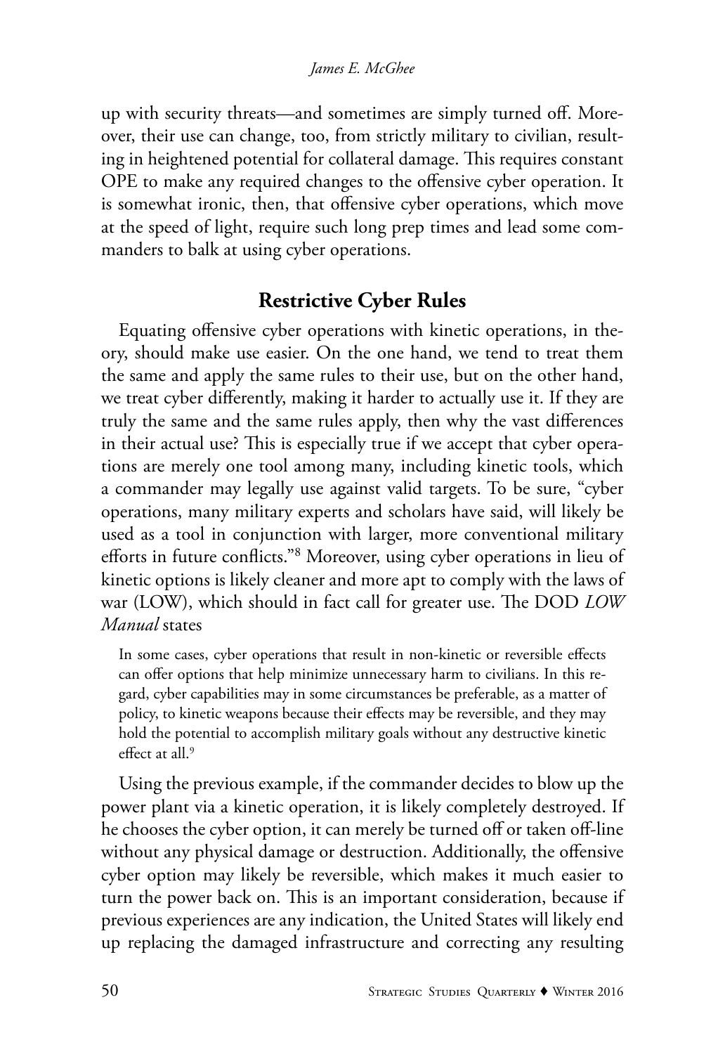up with security threats—and sometimes are simply turned off. Moreover, their use can change, too, from strictly military to civilian, resulting in heightened potential for collateral damage. This requires constant OPE to make any required changes to the offensive cyber operation. It is somewhat ironic, then, that offensive cyber operations, which move at the speed of light, require such long prep times and lead some commanders to balk at using cyber operations.

## Restrictive Cyber Rules

Equating offensive cyber operations with kinetic operations, in theory, should make use easier. On the one hand, we tend to treat them the same and apply the same rules to their use, but on the other hand, we treat cyber differently, making it harder to actually use it. If they are truly the same and the same rules apply, then why the vast differences in their actual use? This is especially true if we accept that cyber operations are merely one tool among many, including kinetic tools, which a commander may legally use against valid targets. To be sure, "cyber operations, many military experts and scholars have said, will likely be used as a tool in conjunction with larger, more conventional military efforts in future conflicts."[8] Moreover, using cyber operations in lieu of kinetic options is likely cleaner and more apt to comply with the laws of war (LOW), which should in fact call for greater use. The DOD *LOW Manual* states

> In some cases, cyber operations that result in non-kinetic or reversible effects can offer options that help minimize unnecessary harm to civilians. In this regard, cyber capabilities may in some circumstances be preferable, as a matter of policy, to kinetic weapons because their effects may be reversible, and they may hold the potential to accomplish military goals without any destructive kinetic effect at all.[9]

Using the previous example, if the commander decides to blow up the power plant via a kinetic operation, it is likely completely destroyed. If he chooses the cyber option, it can merely be turned off or taken off-line without any physical damage or destruction. Additionally, the offensive cyber option may likely be reversible, which makes it much easier to turn the power back on. This is an important consideration, because if previous experiences are any indication, the United States will likely end up replacing the damaged infrastructure and correcting any resulting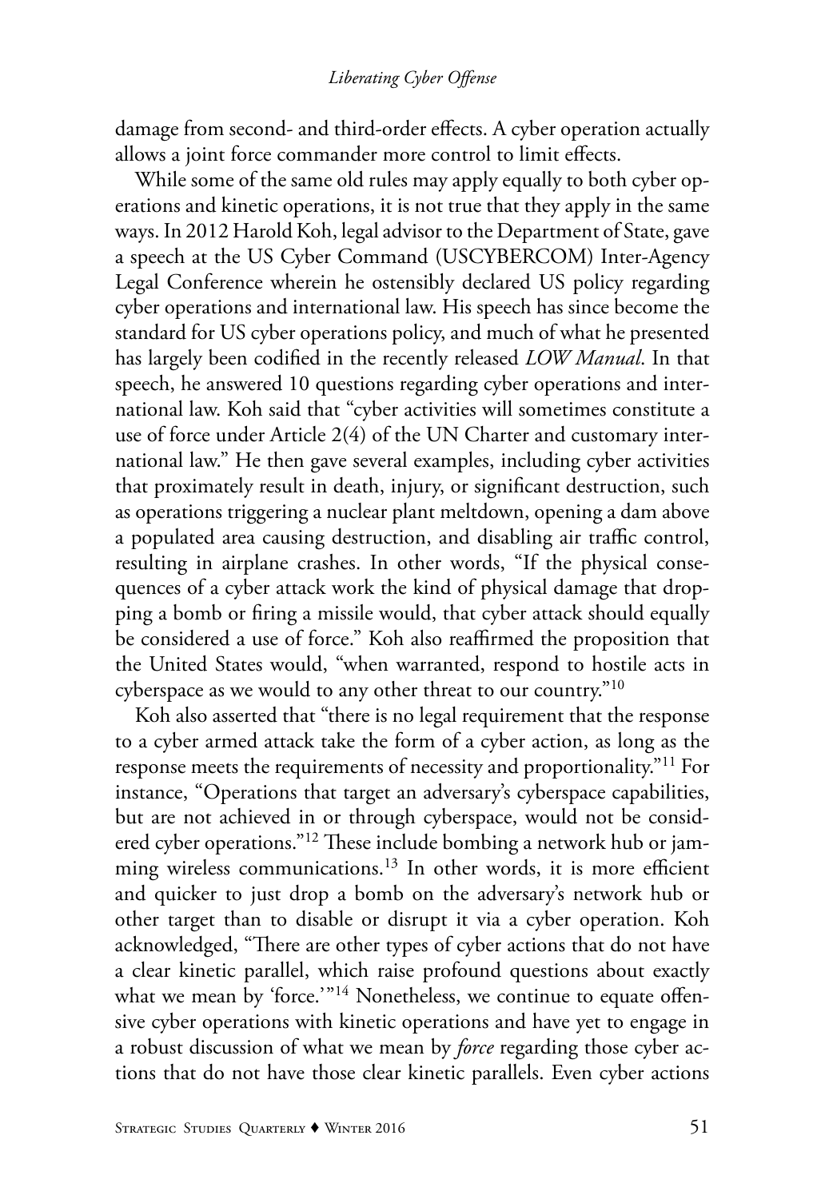damage from second- and third-order effects. A cyber operation actually allows a joint force commander more control to limit effects.

While some of the same old rules may apply equally to both cyber operations and kinetic operations, it is not true that they apply in the same ways. In 2012 Harold Koh, legal advisor to the Department of State, gave a speech at the US Cyber Command (USCYBERCOM) Inter-Agency Legal Conference wherein he ostensibly declared US policy regarding cyber operations and international law. His speech has since become the standard for US cyber operations policy, and much of what he presented has largely been codified in the recently released *LOW Manual*. In that speech, he answered 10 questions regarding cyber operations and international law. Koh said that "cyber activities will sometimes constitute a use of force under Article 2(4) of the UN Charter and customary international law." He then gave several examples, including cyber activities that proximately result in death, injury, or significant destruction, such as operations triggering a nuclear plant meltdown, opening a dam above a populated area causing destruction, and disabling air traffic control, resulting in airplane crashes. In other words, "If the physical consequences of a cyber attack work the kind of physical damage that dropping a bomb or firing a missile would, that cyber attack should equally be considered a use of force." Koh also reaffirmed the proposition that the United States would, "when warranted, respond to hostile acts in cyberspace as we would to any other threat to our country."[10]

Koh also asserted that "there is no legal requirement that the response to a cyber armed attack take the form of a cyber action, as long as the response meets the requirements of necessity and proportionality."[11] For instance, "Operations that target an adversary's cyberspace capabilities, but are not achieved in or through cyberspace, would not be considered cyber operations."[12] These include bombing a network hub or jamming wireless communications.[13] In other words, it is more efficient and quicker to just drop a bomb on the adversary's network hub or other target than to disable or disrupt it via a cyber operation. Koh acknowledged, "There are other types of cyber actions that do not have a clear kinetic parallel, which raise profound questions about exactly what we mean by 'force.'"[14] Nonetheless, we continue to equate offensive cyber operations with kinetic operations and have yet to engage in a robust discussion of what we mean by *force* regarding those cyber actions that do not have those clear kinetic parallels. Even cyber actions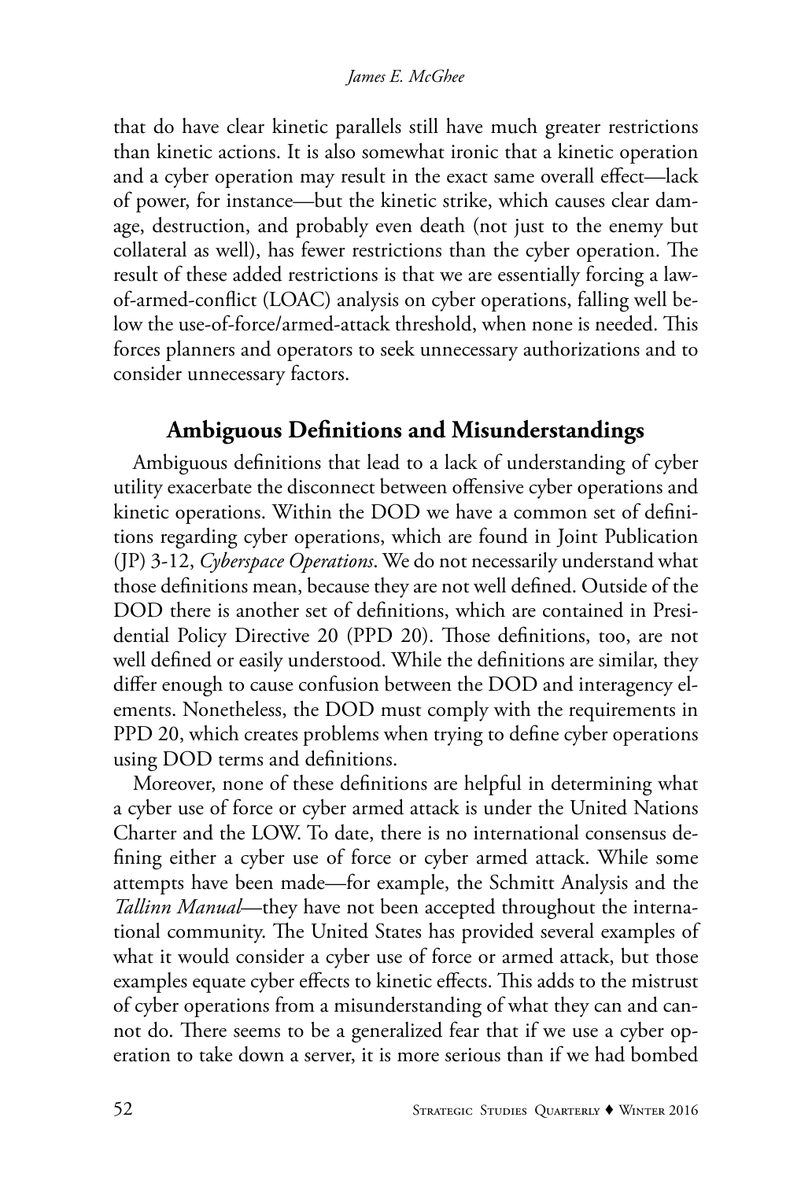that do have clear kinetic parallels still have much greater restrictions than kinetic actions. It is also somewhat ironic that a kinetic operation and a cyber operation may result in the exact same overall effect—lack of power, for instance—but the kinetic strike, which causes clear damage, destruction, and probably even death (not just to the enemy but collateral as well), has fewer restrictions than the cyber operation. The result of these added restrictions is that we are essentially forcing a law-of-armed-conflict (LOAC) analysis on cyber operations, falling well below the use-of-force/armed-attack threshold, when none is needed. This forces planners and operators to seek unnecessary authorizations and to consider unnecessary factors.

## Ambiguous Definitions and Misunderstandings

Ambiguous definitions that lead to a lack of understanding of cyber utility exacerbate the disconnect between offensive cyber operations and kinetic operations. Within the DOD we have a common set of definitions regarding cyber operations, which are found in Joint Publication (JP) 3-12, *Cyberspace Operations*. We do not necessarily understand what those definitions mean, because they are not well defined. Outside of the DOD there is another set of definitions, which are contained in Presidential Policy Directive 20 (PPD 20). Those definitions, too, are not well defined or easily understood. While the definitions are similar, they differ enough to cause confusion between the DOD and interagency elements. Nonetheless, the DOD must comply with the requirements in PPD 20, which creates problems when trying to define cyber operations using DOD terms and definitions.

Moreover, none of these definitions are helpful in determining what a cyber use of force or cyber armed attack is under the United Nations Charter and the LOW. To date, there is no international consensus defining either a cyber use of force or cyber armed attack. While some attempts have been made—for example, the Schmitt Analysis and the *Tallinn Manual*—they have not been accepted throughout the international community. The United States has provided several examples of what it would consider a cyber use of force or armed attack, but those examples equate cyber effects to kinetic effects. This adds to the mistrust of cyber operations from a misunderstanding of what they can and cannot do. There seems to be a generalized fear that if we use a cyber operation to take down a server, it is more serious than if we had bombed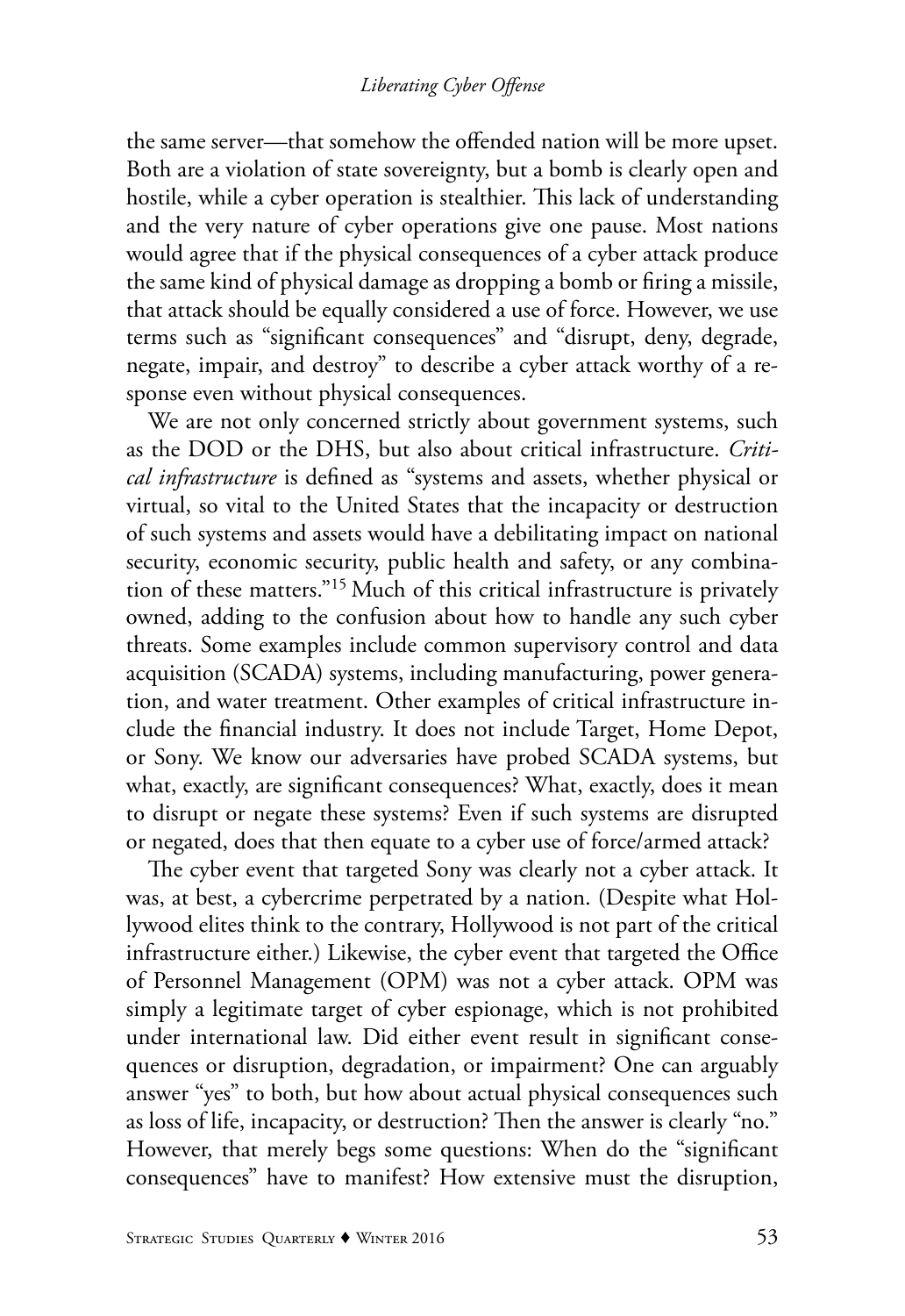the same server—that somehow the offended nation will be more upset. Both are a violation of state sovereignty, but a bomb is clearly open and hostile, while a cyber operation is stealthier. This lack of understanding and the very nature of cyber operations give one pause. Most nations would agree that if the physical consequences of a cyber attack produce the same kind of physical damage as dropping a bomb or firing a missile, that attack should be equally considered a use of force. However, we use terms such as "significant consequences" and "disrupt, deny, degrade, negate, impair, and destroy" to describe a cyber attack worthy of a response even without physical consequences.

We are not only concerned strictly about government systems, such as the DOD or the DHS, but also about critical infrastructure. *Critical infrastructure* is defined as "systems and assets, whether physical or virtual, so vital to the United States that the incapacity or destruction of such systems and assets would have a debilitating impact on national security, economic security, public health and safety, or any combination of these matters."[15] Much of this critical infrastructure is privately owned, adding to the confusion about how to handle any such cyber threats. Some examples include common supervisory control and data acquisition (SCADA) systems, including manufacturing, power generation, and water treatment. Other examples of critical infrastructure include the financial industry. It does not include Target, Home Depot, or Sony. We know our adversaries have probed SCADA systems, but what, exactly, are significant consequences? What, exactly, does it mean to disrupt or negate these systems? Even if such systems are disrupted or negated, does that then equate to a cyber use of force/armed attack?

The cyber event that targeted Sony was clearly not a cyber attack. It was, at best, a cybercrime perpetrated by a nation. (Despite what Hollywood elites think to the contrary, Hollywood is not part of the critical infrastructure either.) Likewise, the cyber event that targeted the Office of Personnel Management (OPM) was not a cyber attack. OPM was simply a legitimate target of cyber espionage, which is not prohibited under international law. Did either event result in significant consequences or disruption, degradation, or impairment? One can arguably answer "yes" to both, but how about actual physical consequences such as loss of life, incapacity, or destruction? Then the answer is clearly "no." However, that merely begs some questions: When do the "significant consequences" have to manifest? How extensive must the disruption,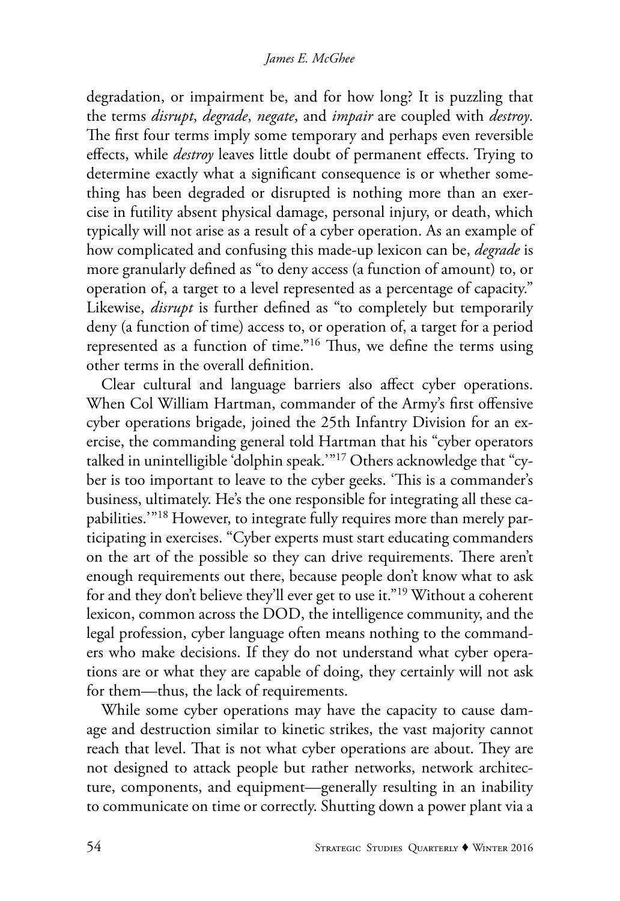degradation, or impairment be, and for how long? It is puzzling that the terms *disrupt*, *degrade*, *negate*, and *impair* are coupled with *destroy*. The first four terms imply some temporary and perhaps even reversible effects, while *destroy* leaves little doubt of permanent effects. Trying to determine exactly what a significant consequence is or whether something has been degraded or disrupted is nothing more than an exercise in futility absent physical damage, personal injury, or death, which typically will not arise as a result of a cyber operation. As an example of how complicated and confusing this made-up lexicon can be, *degrade* is more granularly defined as "to deny access (a function of amount) to, or operation of, a target to a level represented as a percentage of capacity." Likewise, *disrupt* is further defined as "to completely but temporarily deny (a function of time) access to, or operation of, a target for a period represented as a function of time."[16] Thus, we define the terms using other terms in the overall definition.

Clear cultural and language barriers also affect cyber operations. When Col William Hartman, commander of the Army's first offensive cyber operations brigade, joined the 25th Infantry Division for an exercise, the commanding general told Hartman that his "cyber operators talked in unintelligible 'dolphin speak.'"[17] Others acknowledge that "cyber is too important to leave to the cyber geeks. 'This is a commander's business, ultimately. He's the one responsible for integrating all these capabilities.'"[18] However, to integrate fully requires more than merely participating in exercises. "Cyber experts must start educating commanders on the art of the possible so they can drive requirements. There aren't enough requirements out there, because people don't know what to ask for and they don't believe they'll ever get to use it."[19] Without a coherent lexicon, common across the DOD, the intelligence community, and the legal profession, cyber language often means nothing to the commanders who make decisions. If they do not understand what cyber operations are or what they are capable of doing, they certainly will not ask for them—thus, the lack of requirements.

While some cyber operations may have the capacity to cause damage and destruction similar to kinetic strikes, the vast majority cannot reach that level. That is not what cyber operations are about. They are not designed to attack people but rather networks, network architecture, components, and equipment—generally resulting in an inability to communicate on time or correctly. Shutting down a power plant via a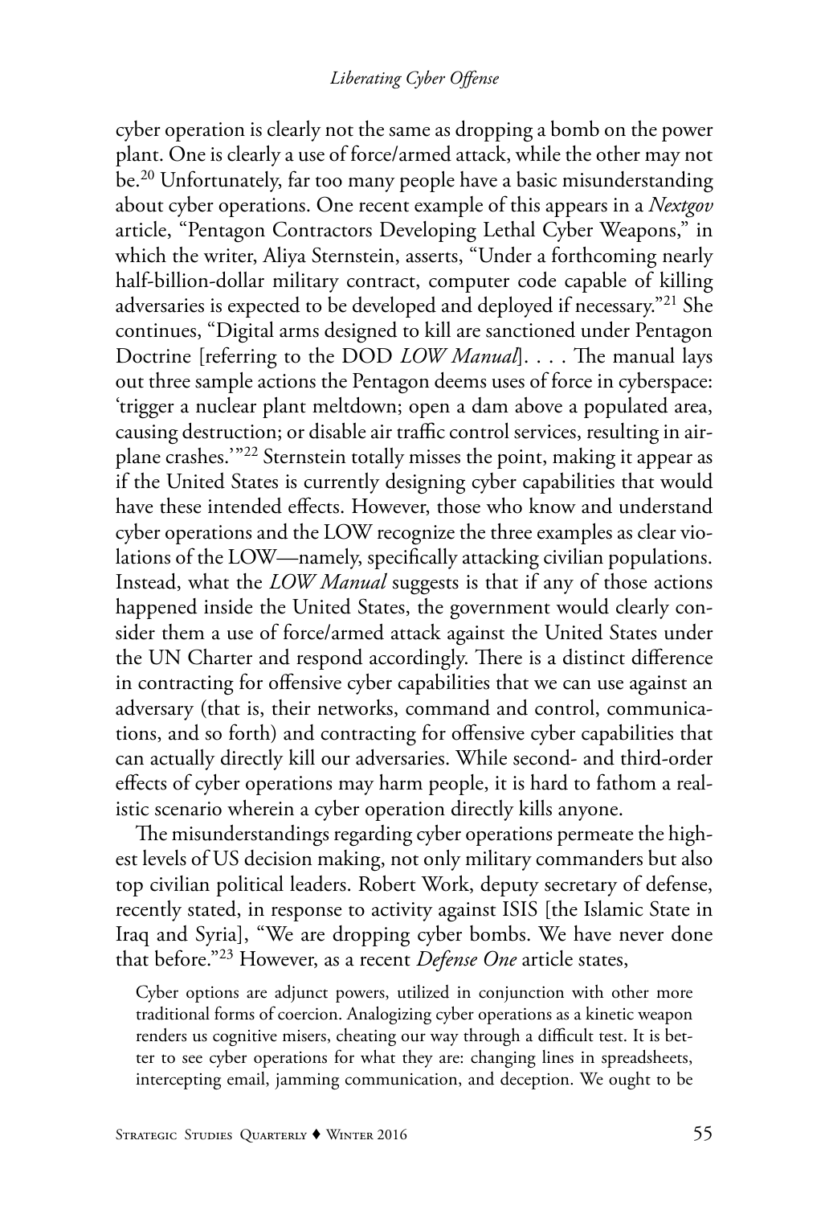cyber operation is clearly not the same as dropping a bomb on the power plant. One is clearly a use of force/armed attack, while the other may not be.[20] Unfortunately, far too many people have a basic misunderstanding about cyber operations. One recent example of this appears in a *Nextgov* article, "Pentagon Contractors Developing Lethal Cyber Weapons," in which the writer, Aliya Sternstein, asserts, "Under a forthcoming nearly half-billion-dollar military contract, computer code capable of killing adversaries is expected to be developed and deployed if necessary."[21] She continues, "Digital arms designed to kill are sanctioned under Pentagon Doctrine [referring to the DOD *LOW Manual*]. . . . The manual lays out three sample actions the Pentagon deems uses of force in cyberspace: 'trigger a nuclear plant meltdown; open a dam above a populated area, causing destruction; or disable air traffic control services, resulting in airplane crashes.'"[22] Sternstein totally misses the point, making it appear as if the United States is currently designing cyber capabilities that would have these intended effects. However, those who know and understand cyber operations and the LOW recognize the three examples as clear violations of the LOW—namely, specifically attacking civilian populations. Instead, what the *LOW Manual* suggests is that if any of those actions happened inside the United States, the government would clearly consider them a use of force/armed attack against the United States under the UN Charter and respond accordingly. There is a distinct difference in contracting for offensive cyber capabilities that we can use against an adversary (that is, their networks, command and control, communications, and so forth) and contracting for offensive cyber capabilities that can actually directly kill our adversaries. While second- and third-order effects of cyber operations may harm people, it is hard to fathom a realistic scenario wherein a cyber operation directly kills anyone.

The misunderstandings regarding cyber operations permeate the highest levels of US decision making, not only military commanders but also top civilian political leaders. Robert Work, deputy secretary of defense, recently stated, in response to activity against ISIS [the Islamic State in Iraq and Syria], "We are dropping cyber bombs. We have never done that before."[23] However, as a recent *Defense One* article states,

> Cyber options are adjunct powers, utilized in conjunction with other more traditional forms of coercion. Analogizing cyber operations as a kinetic weapon renders us cognitive misers, cheating our way through a difficult test. It is better to see cyber operations for what they are: changing lines in spreadsheets, intercepting email, jamming communication, and deception. We ought to be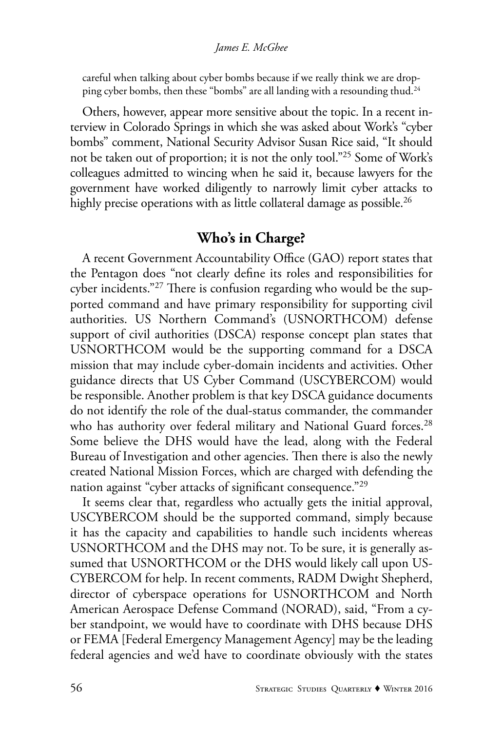careful when talking about cyber bombs because if we really think we are dropping cyber bombs, then these "bombs" are all landing with a resounding thud.[24]

Others, however, appear more sensitive about the topic. In a recent interview in Colorado Springs in which she was asked about Work's "cyber bombs" comment, National Security Advisor Susan Rice said, "It should not be taken out of proportion; it is not the only tool."[25] Some of Work's colleagues admitted to wincing when he said it, because lawyers for the government have worked diligently to narrowly limit cyber attacks to highly precise operations with as little collateral damage as possible.[26]

## Who's in Charge?

A recent Government Accountability Office (GAO) report states that the Pentagon does "not clearly define its roles and responsibilities for cyber incidents."[27] There is confusion regarding who would be the supported command and have primary responsibility for supporting civil authorities. US Northern Command's (USNORTHCOM) defense support of civil authorities (DSCA) response concept plan states that USNORTHCOM would be the supporting command for a DSCA mission that may include cyber-domain incidents and activities. Other guidance directs that US Cyber Command (USCYBERCOM) would be responsible. Another problem is that key DSCA guidance documents do not identify the role of the dual-status commander, the commander who has authority over federal military and National Guard forces.[28] Some believe the DHS would have the lead, along with the Federal Bureau of Investigation and other agencies. Then there is also the newly created National Mission Forces, which are charged with defending the nation against "cyber attacks of significant consequence."[29]

It seems clear that, regardless who actually gets the initial approval, USCYBERCOM should be the supported command, simply because it has the capacity and capabilities to handle such incidents whereas USNORTHCOM and the DHS may not. To be sure, it is generally assumed that USNORTHCOM or the DHS would likely call upon USCYBERCOM for help. In recent comments, RADM Dwight Shepherd, director of cyberspace operations for USNORTHCOM and North American Aerospace Defense Command (NORAD), said, "From a cyber standpoint, we would have to coordinate with DHS because DHS or FEMA [Federal Emergency Management Agency] may be the leading federal agencies and we'd have to coordinate obviously with the states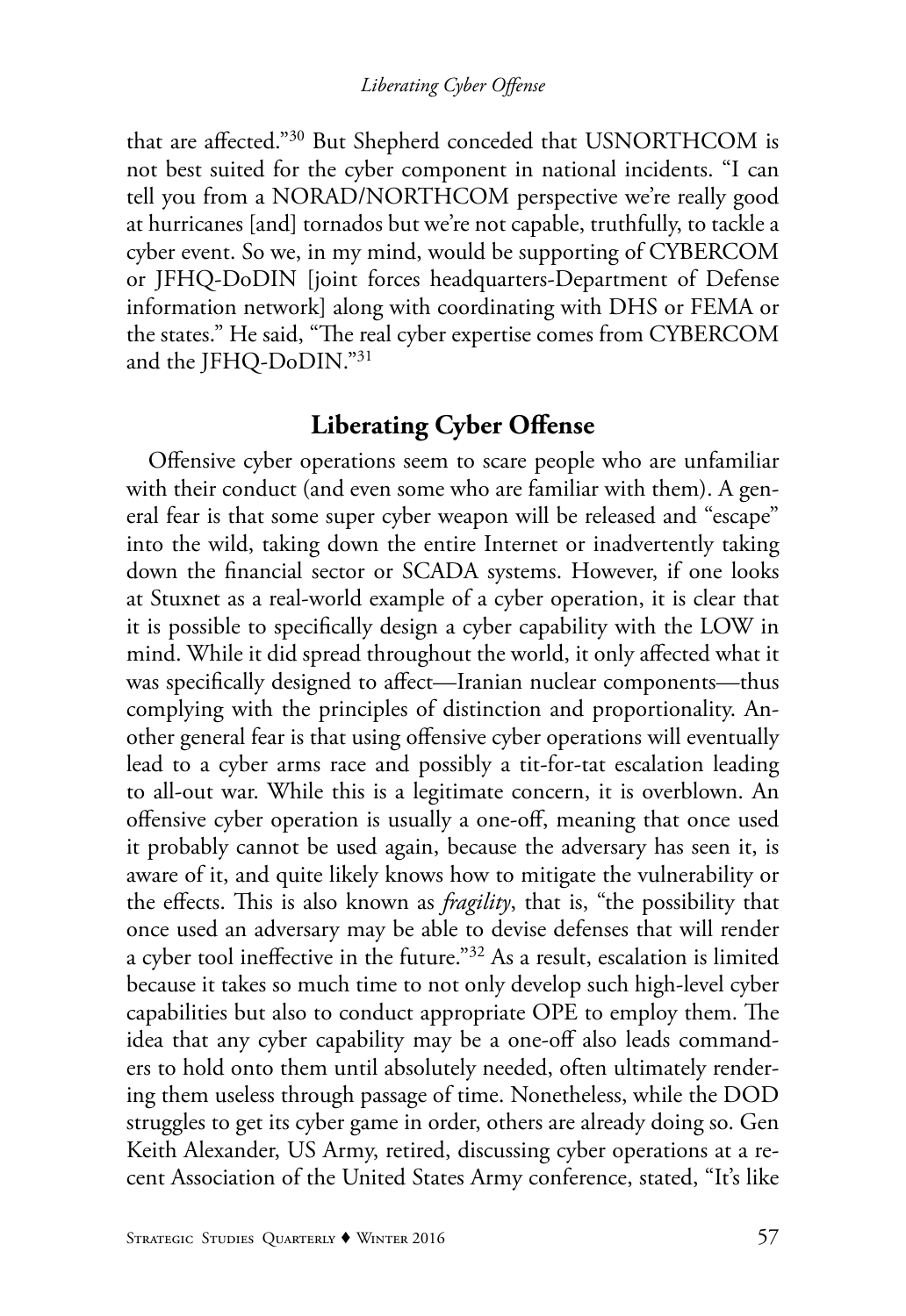that are affected."[30] But Shepherd conceded that USNORTHCOM is not best suited for the cyber component in national incidents. "I can tell you from a NORAD/NORTHCOM perspective we're really good at hurricanes [and] tornados but we're not capable, truthfully, to tackle a cyber event. So we, in my mind, would be supporting of CYBERCOM or JFHQ-DoDIN [joint forces headquarters-Department of Defense information network] along with coordinating with DHS or FEMA or the states." He said, "The real cyber expertise comes from CYBERCOM and the JFHQ-DoDIN."[31]

## Liberating Cyber Offense

Offensive cyber operations seem to scare people who are unfamiliar with their conduct (and even some who are familiar with them). A general fear is that some super cyber weapon will be released and "escape" into the wild, taking down the entire Internet or inadvertently taking down the financial sector or SCADA systems. However, if one looks at Stuxnet as a real-world example of a cyber operation, it is clear that it is possible to specifically design a cyber capability with the LOW in mind. While it did spread throughout the world, it only affected what it was specifically designed to affect—Iranian nuclear components—thus complying with the principles of distinction and proportionality. Another general fear is that using offensive cyber operations will eventually lead to a cyber arms race and possibly a tit-for-tat escalation leading to all-out war. While this is a legitimate concern, it is overblown. An offensive cyber operation is usually a one-off, meaning that once used it probably cannot be used again, because the adversary has seen it, is aware of it, and quite likely knows how to mitigate the vulnerability or the effects. This is also known as *fragility*, that is, "the possibility that once used an adversary may be able to devise defenses that will render a cyber tool ineffective in the future."[32] As a result, escalation is limited because it takes so much time to not only develop such high-level cyber capabilities but also to conduct appropriate OPE to employ them. The idea that any cyber capability may be a one-off also leads commanders to hold onto them until absolutely needed, often ultimately rendering them useless through passage of time. Nonetheless, while the DOD struggles to get its cyber game in order, others are already doing so. Gen Keith Alexander, US Army, retired, discussing cyber operations at a recent Association of the United States Army conference, stated, "It's like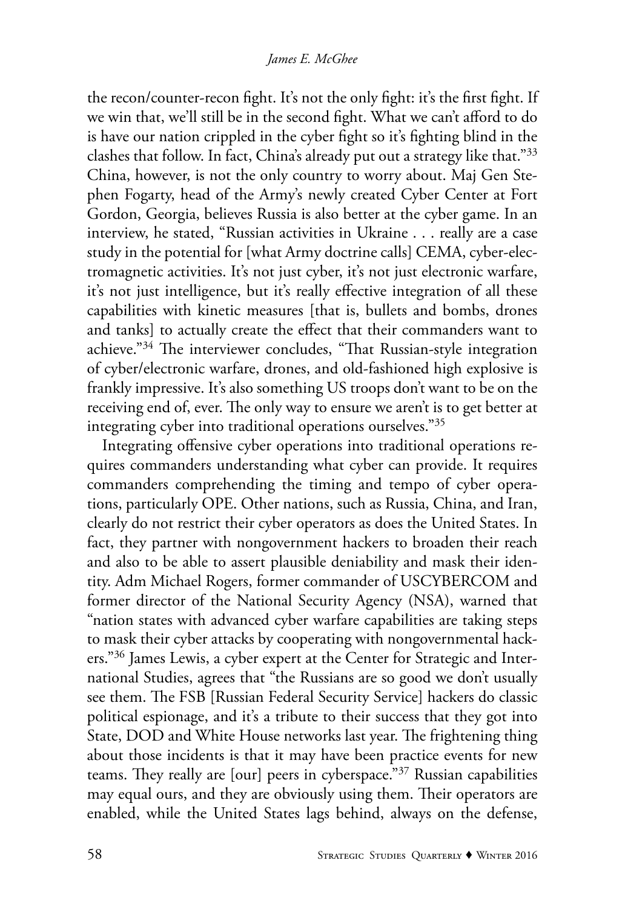the recon/counter-recon fight. It's not the only fight: it's the first fight. If we win that, we'll still be in the second fight. What we can't afford to do is have our nation crippled in the cyber fight so it's fighting blind in the clashes that follow. In fact, China's already put out a strategy like that."[33] China, however, is not the only country to worry about. Maj Gen Stephen Fogarty, head of the Army's newly created Cyber Center at Fort Gordon, Georgia, believes Russia is also better at the cyber game. In an interview, he stated, "Russian activities in Ukraine . . . really are a case study in the potential for [what Army doctrine calls] CEMA, cyber-electromagnetic activities. It's not just cyber, it's not just electronic warfare, it's not just intelligence, but it's really effective integration of all these capabilities with kinetic measures [that is, bullets and bombs, drones and tanks] to actually create the effect that their commanders want to achieve."[34] The interviewer concludes, "That Russian-style integration of cyber/electronic warfare, drones, and old-fashioned high explosive is frankly impressive. It's also something US troops don't want to be on the receiving end of, ever. The only way to ensure we aren't is to get better at integrating cyber into traditional operations ourselves."[35]

Integrating offensive cyber operations into traditional operations requires commanders understanding what cyber can provide. It requires commanders comprehending the timing and tempo of cyber operations, particularly OPE. Other nations, such as Russia, China, and Iran, clearly do not restrict their cyber operators as does the United States. In fact, they partner with nongovernment hackers to broaden their reach and also to be able to assert plausible deniability and mask their identity. Adm Michael Rogers, former commander of USCYBERCOM and former director of the National Security Agency (NSA), warned that "nation states with advanced cyber warfare capabilities are taking steps to mask their cyber attacks by cooperating with nongovernmental hackers."[36] James Lewis, a cyber expert at the Center for Strategic and International Studies, agrees that "the Russians are so good we don't usually see them. The FSB [Russian Federal Security Service] hackers do classic political espionage, and it's a tribute to their success that they got into State, DOD and White House networks last year. The frightening thing about those incidents is that it may have been practice events for new teams. They really are [our] peers in cyberspace."[37] Russian capabilities may equal ours, and they are obviously using them. Their operators are enabled, while the United States lags behind, always on the defense,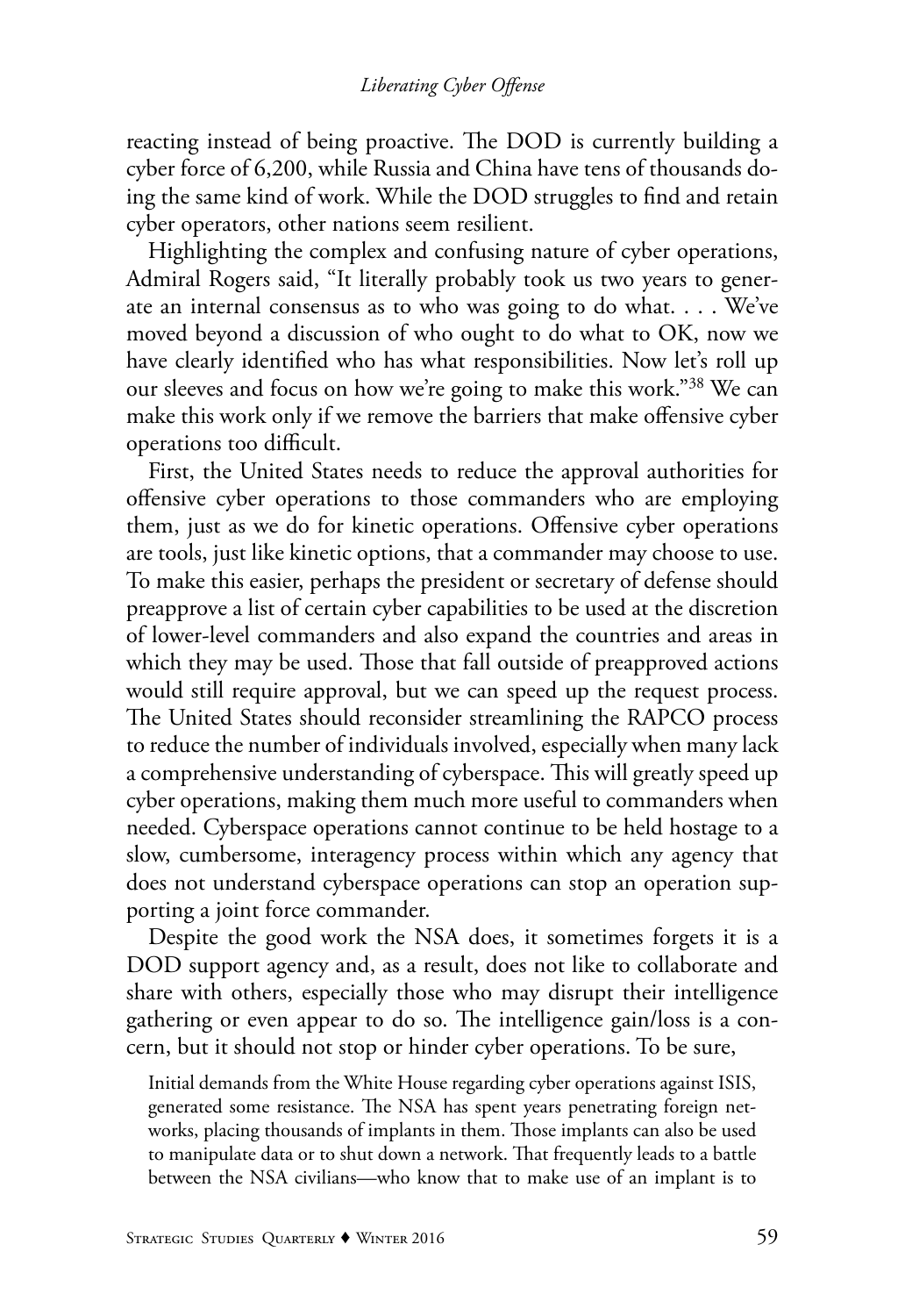reacting instead of being proactive. The DOD is currently building a cyber force of 6,200, while Russia and China have tens of thousands doing the same kind of work. While the DOD struggles to find and retain cyber operators, other nations seem resilient.

Highlighting the complex and confusing nature of cyber operations, Admiral Rogers said, "It literally probably took us two years to generate an internal consensus as to who was going to do what. . . . We've moved beyond a discussion of who ought to do what to OK, now we have clearly identified who has what responsibilities. Now let's roll up our sleeves and focus on how we're going to make this work."[38] We can make this work only if we remove the barriers that make offensive cyber operations too difficult.

First, the United States needs to reduce the approval authorities for offensive cyber operations to those commanders who are employing them, just as we do for kinetic operations. Offensive cyber operations are tools, just like kinetic options, that a commander may choose to use. To make this easier, perhaps the president or secretary of defense should preapprove a list of certain cyber capabilities to be used at the discretion of lower-level commanders and also expand the countries and areas in which they may be used. Those that fall outside of preapproved actions would still require approval, but we can speed up the request process. The United States should reconsider streamlining the RAPCO process to reduce the number of individuals involved, especially when many lack a comprehensive understanding of cyberspace. This will greatly speed up cyber operations, making them much more useful to commanders when needed. Cyberspace operations cannot continue to be held hostage to a slow, cumbersome, interagency process within which any agency that does not understand cyberspace operations can stop an operation supporting a joint force commander.

Despite the good work the NSA does, it sometimes forgets it is a DOD support agency and, as a result, does not like to collaborate and share with others, especially those who may disrupt their intelligence gathering or even appear to do so. The intelligence gain/loss is a concern, but it should not stop or hinder cyber operations. To be sure,

> Initial demands from the White House regarding cyber operations against ISIS, generated some resistance. The NSA has spent years penetrating foreign networks, placing thousands of implants in them. Those implants can also be used to manipulate data or to shut down a network. That frequently leads to a battle between the NSA civilians—who know that to make use of an implant is to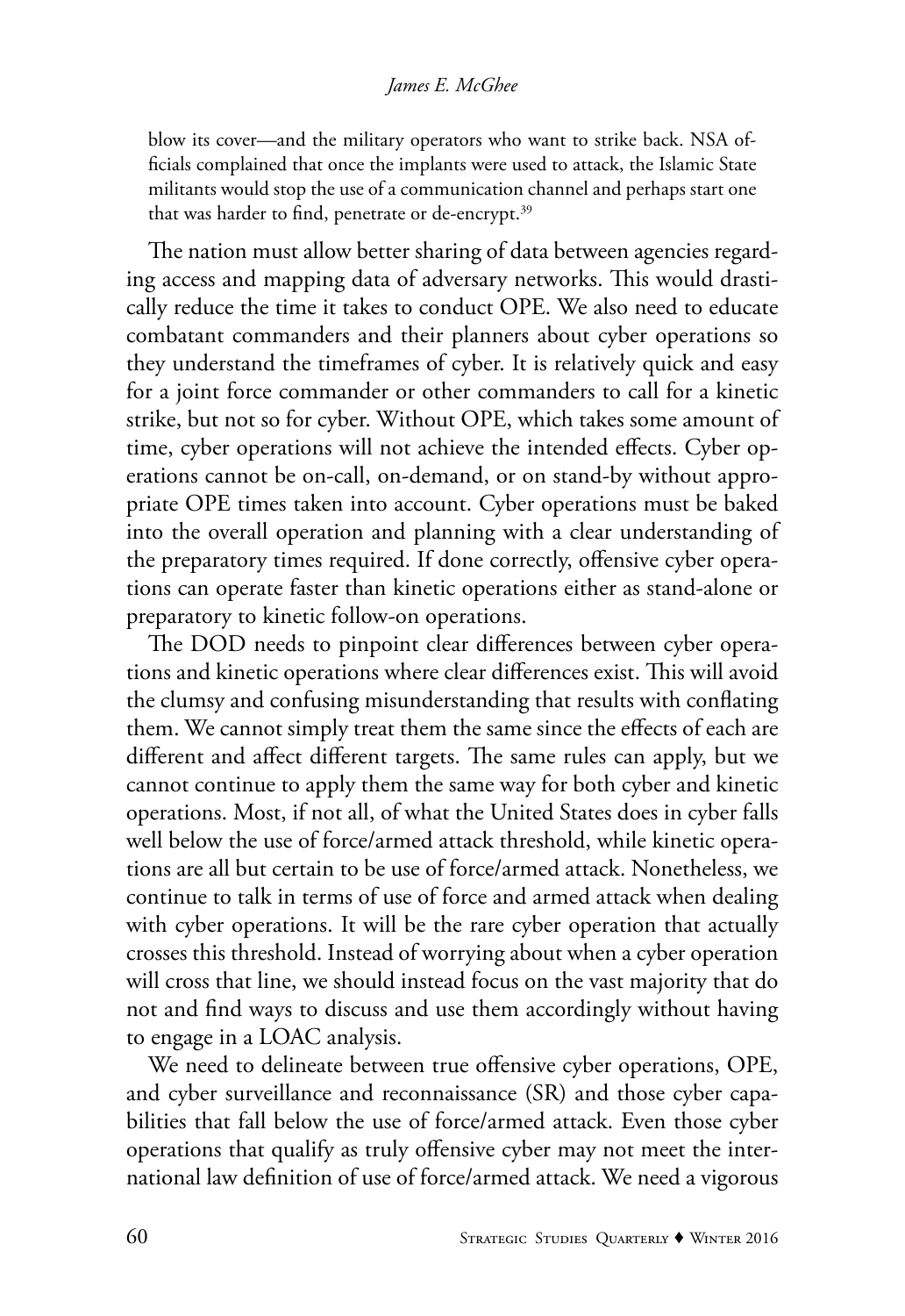> blow its cover—and the military operators who want to strike back. NSA officials complained that once the implants were used to attack, the Islamic State militants would stop the use of a communication channel and perhaps start one that was harder to find, penetrate or de-encrypt.[39]

The nation must allow better sharing of data between agencies regarding access and mapping data of adversary networks. This would drastically reduce the time it takes to conduct OPE. We also need to educate combatant commanders and their planners about cyber operations so they understand the timeframes of cyber. It is relatively quick and easy for a joint force commander or other commanders to call for a kinetic strike, but not so for cyber. Without OPE, which takes some amount of time, cyber operations will not achieve the intended effects. Cyber operations cannot be on-call, on-demand, or on stand-by without appropriate OPE times taken into account. Cyber operations must be baked into the overall operation and planning with a clear understanding of the preparatory times required. If done correctly, offensive cyber operations can operate faster than kinetic operations either as stand-alone or preparatory to kinetic follow-on operations.

The DOD needs to pinpoint clear differences between cyber operations and kinetic operations where clear differences exist. This will avoid the clumsy and confusing misunderstanding that results with conflating them. We cannot simply treat them the same since the effects of each are different and affect different targets. The same rules can apply, but we cannot continue to apply them the same way for both cyber and kinetic operations. Most, if not all, of what the United States does in cyber falls well below the use of force/armed attack threshold, while kinetic operations are all but certain to be use of force/armed attack. Nonetheless, we continue to talk in terms of use of force and armed attack when dealing with cyber operations. It will be the rare cyber operation that actually crosses this threshold. Instead of worrying about when a cyber operation will cross that line, we should instead focus on the vast majority that do not and find ways to discuss and use them accordingly without having to engage in a LOAC analysis.

We need to delineate between true offensive cyber operations, OPE, and cyber surveillance and reconnaissance (SR) and those cyber capabilities that fall below the use of force/armed attack. Even those cyber operations that qualify as truly offensive cyber may not meet the international law definition of use of force/armed attack. We need a vigorous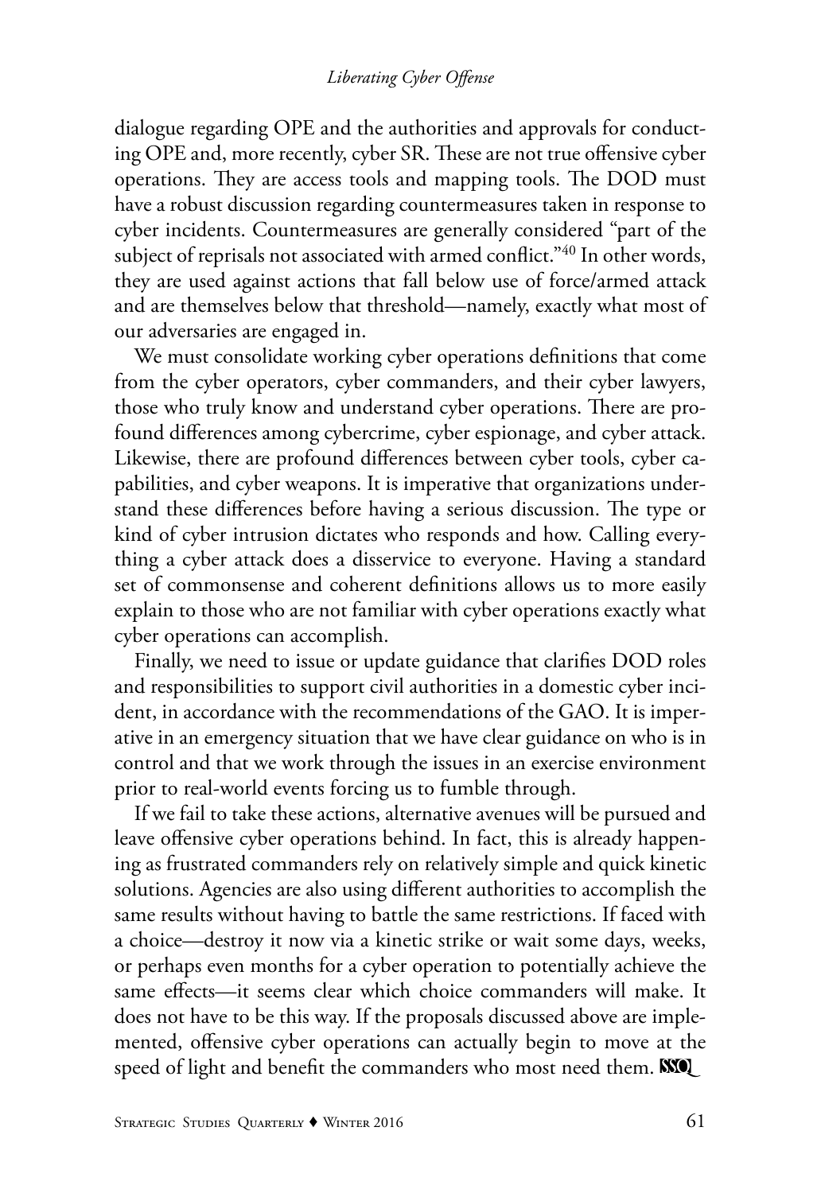dialogue regarding OPE and the authorities and approvals for conducting OPE and, more recently, cyber SR. These are not true offensive cyber operations. They are access tools and mapping tools. The DOD must have a robust discussion regarding countermeasures taken in response to cyber incidents. Countermeasures are generally considered "part of the subject of reprisals not associated with armed conflict."[40] In other words, they are used against actions that fall below use of force/armed attack and are themselves below that threshold—namely, exactly what most of our adversaries are engaged in.

We must consolidate working cyber operations definitions that come from the cyber operators, cyber commanders, and their cyber lawyers, those who truly know and understand cyber operations. There are profound differences among cybercrime, cyber espionage, and cyber attack. Likewise, there are profound differences between cyber tools, cyber capabilities, and cyber weapons. It is imperative that organizations understand these differences before having a serious discussion. The type or kind of cyber intrusion dictates who responds and how. Calling everything a cyber attack does a disservice to everyone. Having a standard set of commonsense and coherent definitions allows us to more easily explain to those who are not familiar with cyber operations exactly what cyber operations can accomplish.

Finally, we need to issue or update guidance that clarifies DOD roles and responsibilities to support civil authorities in a domestic cyber incident, in accordance with the recommendations of the GAO. It is imperative in an emergency situation that we have clear guidance on who is in control and that we work through the issues in an exercise environment prior to real-world events forcing us to fumble through.

If we fail to take these actions, alternative avenues will be pursued and leave offensive cyber operations behind. In fact, this is already happening as frustrated commanders rely on relatively simple and quick kinetic solutions. Agencies are also using different authorities to accomplish the same results without having to battle the same restrictions. If faced with a choice—destroy it now via a kinetic strike or wait some days, weeks, or perhaps even months for a cyber operation to potentially achieve the same effects—it seems clear which choice commanders will make. It does not have to be this way. If the proposals discussed above are implemented, offensive cyber operations can actually begin to move at the speed of light and benefit the commanders who most need them.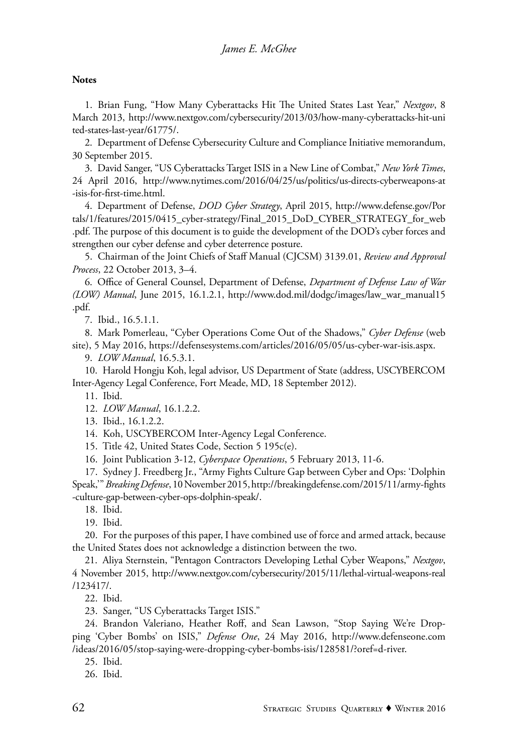**Notes**

1. Brian Fung, "How Many Cyberattacks Hit The United States Last Year," *Nextgov*, 8 March 2013, http://www.nextgov.com/cybersecurity/2013/03/how-many-cyberattacks-hit-united-states-last-year/61775/.

2. Department of Defense Cybersecurity Culture and Compliance Initiative memorandum, 30 September 2015.

3. David Sanger, "US Cyberattacks Target ISIS in a New Line of Combat," *New York Times*, 24 April 2016, http://www.nytimes.com/2016/04/25/us/politics/us-directs-cyberweapons-at-isis-for-first-time.html.

4. Department of Defense, *DOD Cyber Strategy*, April 2015, http://www.defense.gov/Portals/1/features/2015/0415_cyber-strategy/Final_2015_DoD_CYBER_STRATEGY_for_web.pdf. The purpose of this document is to guide the development of the DOD's cyber forces and strengthen our cyber defense and cyber deterrence posture.

5. Chairman of the Joint Chiefs of Staff Manual (CJCSM) 3139.01, *Review and Approval Process*, 22 October 2013, 3–4.

6. Office of General Counsel, Department of Defense, *Department of Defense Law of War (LOW) Manual*, June 2015, 16.1.2.1, http://www.dod.mil/dodgc/images/law_war_manual15.pdf.

7. Ibid., 16.5.1.1.

8. Mark Pomerleau, "Cyber Operations Come Out of the Shadows," *Cyber Defense* (web site), 5 May 2016, https://defensesystems.com/articles/2016/05/05/us-cyber-war-isis.aspx.

9. *LOW Manual*, 16.5.3.1.

10. Harold Hongju Koh, legal advisor, US Department of State (address, USCYBERCOM Inter-Agency Legal Conference, Fort Meade, MD, 18 September 2012).

11. Ibid.

12. *LOW Manual*, 16.1.2.2.

13. Ibid., 16.1.2.2.

14. Koh, USCYBERCOM Inter-Agency Legal Conference.

15. Title 42, United States Code, Section 5 195c(e).

16. Joint Publication 3-12, *Cyberspace Operations*, 5 February 2013, 11-6.

17. Sydney J. Freedberg Jr., "Army Fights Culture Gap between Cyber and Ops: 'Dolphin Speak,'" *Breaking Defense*, 10 November 2015, http://breakingdefense.com/2015/11/army-fights-culture-gap-between-cyber-ops-dolphin-speak/.

18. Ibid.

19. Ibid.

20. For the purposes of this paper, I have combined use of force and armed attack, because the United States does not acknowledge a distinction between the two.

21. Aliya Sternstein, "Pentagon Contractors Developing Lethal Cyber Weapons," *Nextgov*, 4 November 2015, http://www.nextgov.com/cybersecurity/2015/11/lethal-virtual-weapons-real/123417/.

22. Ibid.

23. Sanger, "US Cyberattacks Target ISIS."

24. Brandon Valeriano, Heather Roff, and Sean Lawson, "Stop Saying We're Dropping 'Cyber Bombs' on ISIS," *Defense One*, 24 May 2016, http://www.defenseone.com/ideas/2016/05/stop-saying-were-dropping-cyber-bombs-isis/128581/?oref=d-river.

25. Ibid.

26. Ibid.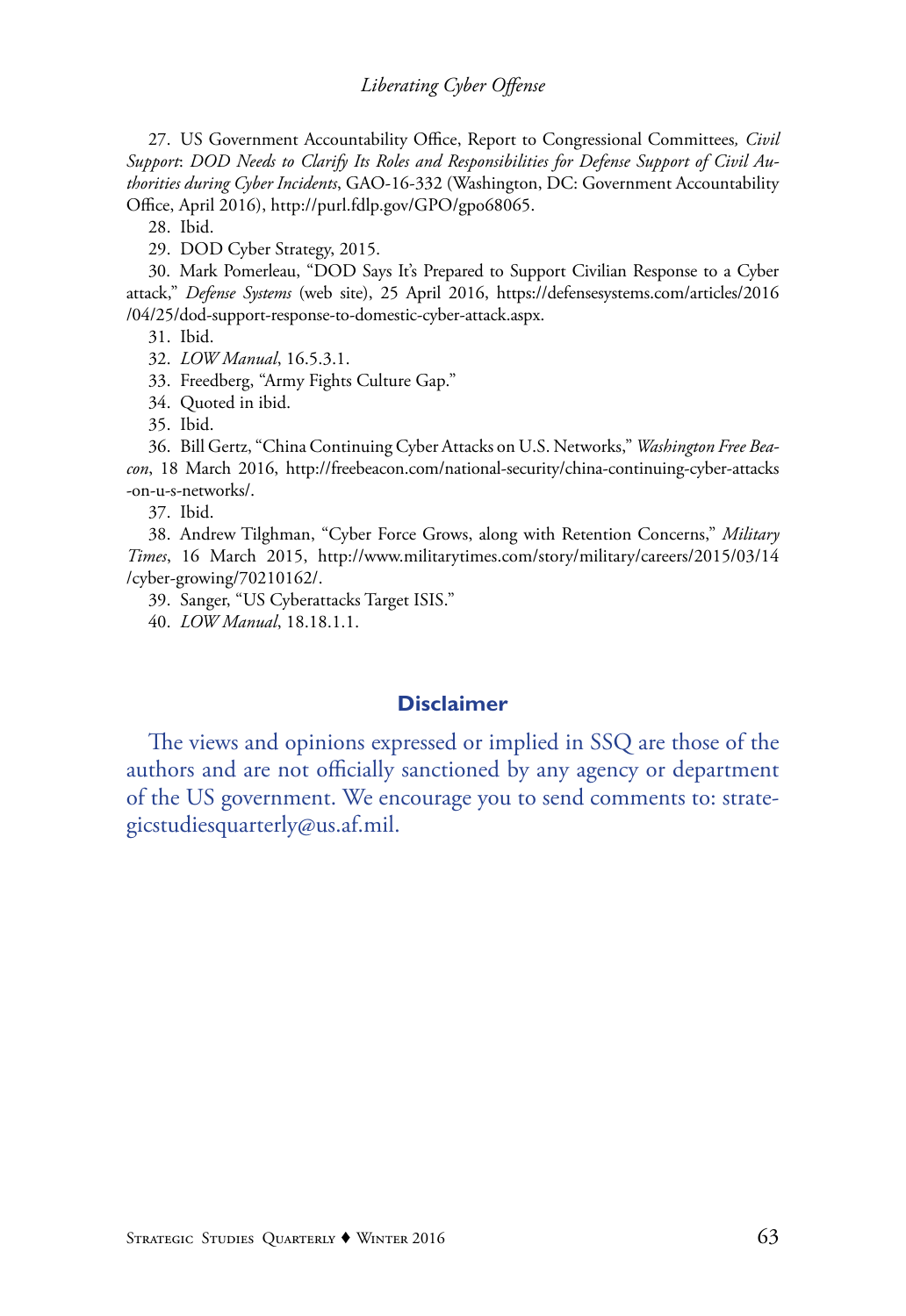27. US Government Accountability Office, Report to Congressional Committees, *Civil Support*: *DOD Needs to Clarify Its Roles and Responsibilities for Defense Support of Civil Authorities during Cyber Incidents*, GAO-16-332 (Washington, DC: Government Accountability Office, April 2016), http://purl.fdlp.gov/GPO/gpo68065.

28. Ibid.

29. DOD Cyber Strategy, 2015.

30. Mark Pomerleau, "DOD Says It's Prepared to Support Civilian Response to a Cyber attack," *Defense Systems* (web site), 25 April 2016, https://defensesystems.com/articles/2016/04/25/dod-support-response-to-domestic-cyber-attack.aspx.

31. Ibid.

32. *LOW Manual*, 16.5.3.1.

33. Freedberg, "Army Fights Culture Gap."

34. Quoted in ibid.

35. Ibid.

36. Bill Gertz, "China Continuing Cyber Attacks on U.S. Networks," *Washington Free Beacon*, 18 March 2016, http://freebeacon.com/national-security/china-continuing-cyber-attacks-on-u-s-networks/.

37. Ibid.

38. Andrew Tilghman, "Cyber Force Grows, along with Retention Concerns," *Military Times*, 16 March 2015, http://www.militarytimes.com/story/military/careers/2015/03/14/cyber-growing/70210162/.

39. Sanger, "US Cyberattacks Target ISIS."

40. *LOW Manual*, 18.18.1.1.

## Disclaimer

The views and opinions expressed or implied in SSQ are those of the authors and are not officially sanctioned by any agency or department of the US government. We encourage you to send comments to: strategicstudiesquarterly@us.af.mil.